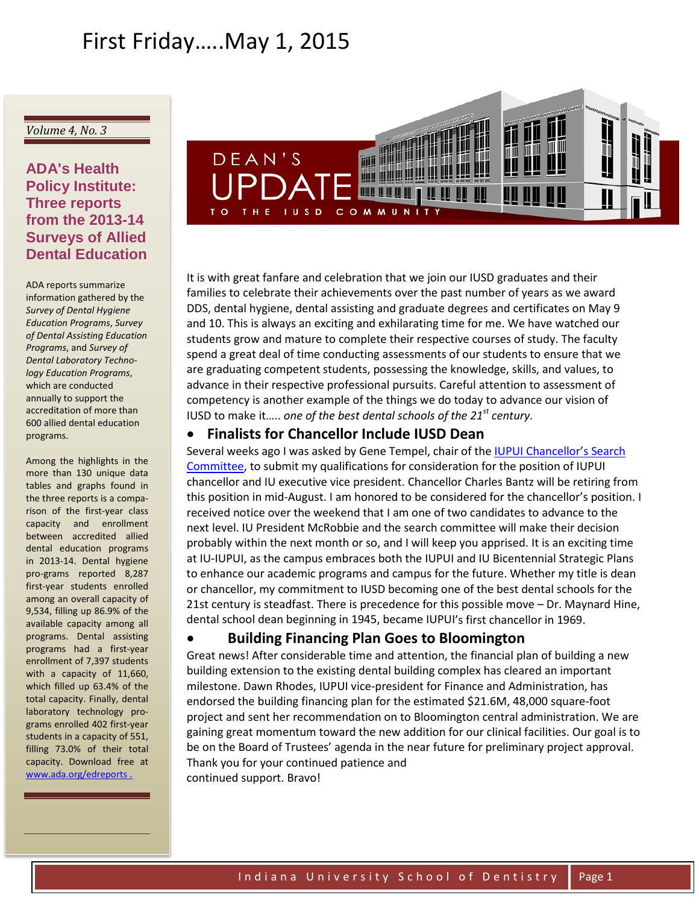# First Friday…..May 1, 2015

DEAN'S UPDATE TO THE IUSD COMMUNITY

*Volume 4, No. 3*

## ADA's Health Policy Institute: Three reports from the 2013-14 Surveys of Allied Dental Education

ADA reports summarize information gathered by the *Survey of Dental Hygiene Education Programs*, *Survey of Dental Assisting Education Programs*, and *Survey of Dental Laboratory Technology Education Programs*, which are conducted annually to support the accreditation of more than 600 allied dental education programs.

Among the highlights in the more than 130 unique data tables and graphs found in the three reports is a comparison of the first-year class capacity and enrollment between accredited allied dental education programs in 2013-14. Dental hygiene programs reported 8,287 first-year students enrolled among an overall capacity of 9,534, filling up 86.9% of the available capacity among all programs. Dental assisting programs had a first-year enrollment of 7,397 students with a capacity of 11,660, which filled up 63.4% of the total capacity. Finally, dental laboratory technology programs enrolled 402 first-year students in a capacity of 551, filling 73.0% of their total capacity. Download free at [www.ada.org/edreports .](www.ada.org/edreports)

It is with great fanfare and celebration that we join our IUSD graduates and their families to celebrate their achievements over the past number of years as we award DDS, dental hygiene, dental assisting and graduate degrees and certificates on May 9 and 10. This is always an exciting and exhilarating time for me. We have watched our students grow and mature to complete their respective courses of study. The faculty spend a great deal of time conducting assessments of our students to ensure that we are graduating competent students, possessing the knowledge, skills, and values, to advance in their respective professional pursuits. Careful attention to assessment of competency is another example of the things we do today to advance our vision of IUSD to make it….. *one of the best dental schools of the 21st century.*

- **Finalists for Chancellor Include IUSD Dean**

Several weeks ago I was asked by Gene Tempel, chair of the [IUPUI Chancellor's Search Committee](), to submit my qualifications for consideration for the position of IUPUI chancellor and IU executive vice president. Chancellor Charles Bantz will be retiring from this position in mid-August. I am honored to be considered for the chancellor's position. I received notice over the weekend that I am one of two candidates to advance to the next level. IU President McRobbie and the search committee will make their decision probably within the next month or so, and I will keep you apprised. It is an exciting time at IU-IUPUI, as the campus embraces both the IUPUI and IU Bicentennial Strategic Plans to enhance our academic programs and campus for the future. Whether my title is dean or chancellor, my commitment to IUSD becoming one of the best dental schools for the 21st century is steadfast. There is precedence for this possible move – Dr. Maynard Hine, dental school dean beginning in 1945, became IUPUI's first chancellor in 1969.

- **Building Financing Plan Goes to Bloomington**

Great news! After considerable time and attention, the financial plan of building a new building extension to the existing dental building complex has cleared an important milestone. Dawn Rhodes, IUPUI vice-president for Finance and Administration, has endorsed the building financing plan for the estimated $21.6M, 48,000 square-foot project and sent her recommendation on to Bloomington central administration. We are gaining great momentum toward the new addition for our clinical facilities. Our goal is to be on the Board of Trustees' agenda in the near future for preliminary project approval. Thank you for your continued patience and continued support. Bravo!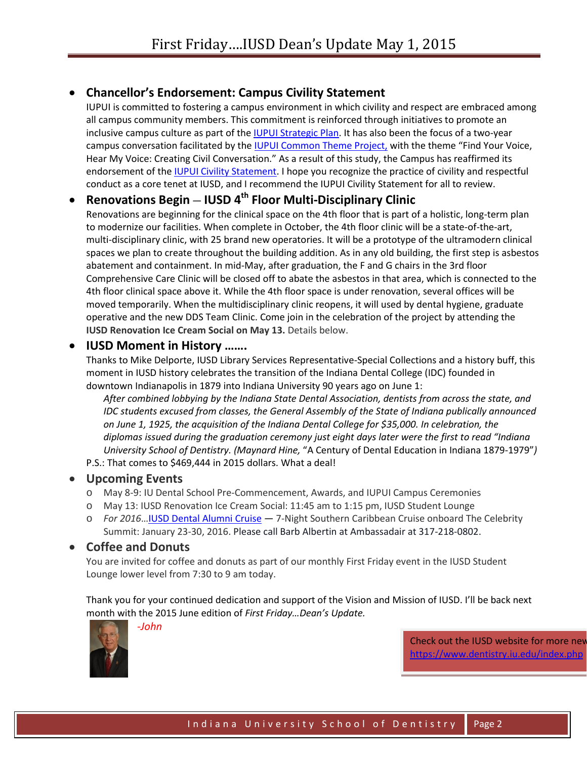# First Friday....IUSD Dean's Update May 1, 2015

- **Chancellor's Endorsement: Campus Civility Statement**
  IUPUI is committed to fostering a campus environment in which civility and respect are embraced among all campus community members. This commitment is reinforced through initiatives to promote an inclusive campus culture as part of the IUPUI Strategic Plan. It has also been the focus of a two-year campus conversation facilitated by the IUPUI Common Theme Project, with the theme "Find Your Voice, Hear My Voice: Creating Civil Conversation." As a result of this study, the Campus has reaffirmed its endorsement of the IUPUI Civility Statement. I hope you recognize the practice of civility and respectful conduct as a core tenet at IUSD, and I recommend the IUPUI Civility Statement for all to review.

- **Renovations Begin – IUSD 4th Floor Multi-Disciplinary Clinic**
  Renovations are beginning for the clinical space on the 4th floor that is part of a holistic, long-term plan to modernize our facilities. When complete in October, the 4th floor clinic will be a state-of-the-art, multi-disciplinary clinic, with 25 brand new operatories. It will be a prototype of the ultramodern clinical spaces we plan to create throughout the building addition. As in any old building, the first step is asbestos abatement and containment. In mid-May, after graduation, the F and G chairs in the 3rd floor Comprehensive Care Clinic will be closed off to abate the asbestos in that area, which is connected to the 4th floor clinical space above it. While the 4th floor space is under renovation, several offices will be moved temporarily. When the multidisciplinary clinic reopens, it will used by dental hygiene, graduate operative and the new DDS Team Clinic. Come join in the celebration of the project by attending the **IUSD Renovation Ice Cream Social on May 13.** Details below.

- **IUSD Moment in History …….**
  Thanks to Mike Delporte, IUSD Library Services Representative-Special Collections and a history buff, this moment in IUSD history celebrates the transition of the Indiana Dental College (IDC) founded in downtown Indianapolis in 1879 into Indiana University 90 years ago on June 1:

  > *After combined lobbying by the Indiana State Dental Association, dentists from across the state, and IDC students excused from classes, the General Assembly of the State of Indiana publically announced on June 1, 1925, the acquisition of the Indiana Dental College for $35,000. In celebration, the diplomas issued during the graduation ceremony just eight days later were the first to read "Indiana University School of Dentistry. (Maynard Hine,* "A Century of Dental Education in Indiana 1879-1979"*)*

  P.S.: That comes to $469,444 in 2015 dollars. What a deal!

- **Upcoming Events**
  - May 8-9: IU Dental School Pre-Commencement, Awards, and IUPUI Campus Ceremonies
  - May 13: IUSD Renovation Ice Cream Social: 11:45 am to 1:15 pm, IUSD Student Lounge
  - *For 2016*…IUSD Dental Alumni Cruise — 7-Night Southern Caribbean Cruise onboard The Celebrity Summit: January 23-30, 2016. Please call Barb Albertin at Ambassadair at 317-218-0802.

- **Coffee and Donuts**
  You are invited for coffee and donuts as part of our monthly First Friday event in the IUSD Student Lounge lower level from 7:30 to 9 am today.

Thank you for your continued dedication and support of the Vision and Mission of IUSD. I'll be back next month with the 2015 June edition of *First Friday…Dean's Update.*

*-John*

Check out the IUSD website for more news
https://www.dentistry.iu.edu/index.php